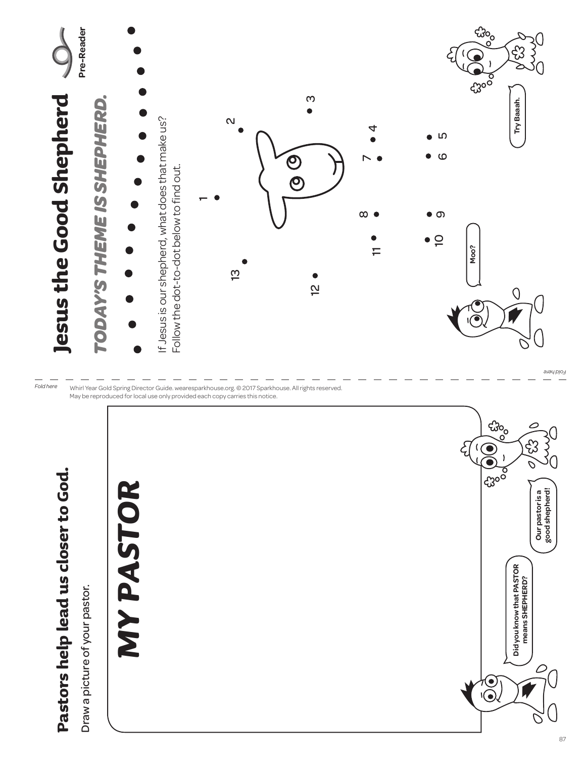# Jesus the Good Shepherd

Pre-Reader

## *TODAY'S THEME IS SHEPHERD.*

If Jesus is our shepherd, what does that make us?
Follow the dot-to-dot below to find out.

1 2 3 4 5 6 7 8 9 10 11 12 13

Moo?

Try Baaah.

Fold here

Whirl Year Gold Spring Director Guide. wearesparkhouse.org. © 2017 Sparkhouse. All rights reserved.
May be reproduced for local use only provided each copy carries this notice.

# Pastors help lead us closer to God.

Draw a picture of your pastor.

## *MY PASTOR*

Did you know that PASTOR means SHEPHERD?

Our pastor is a good shepherd!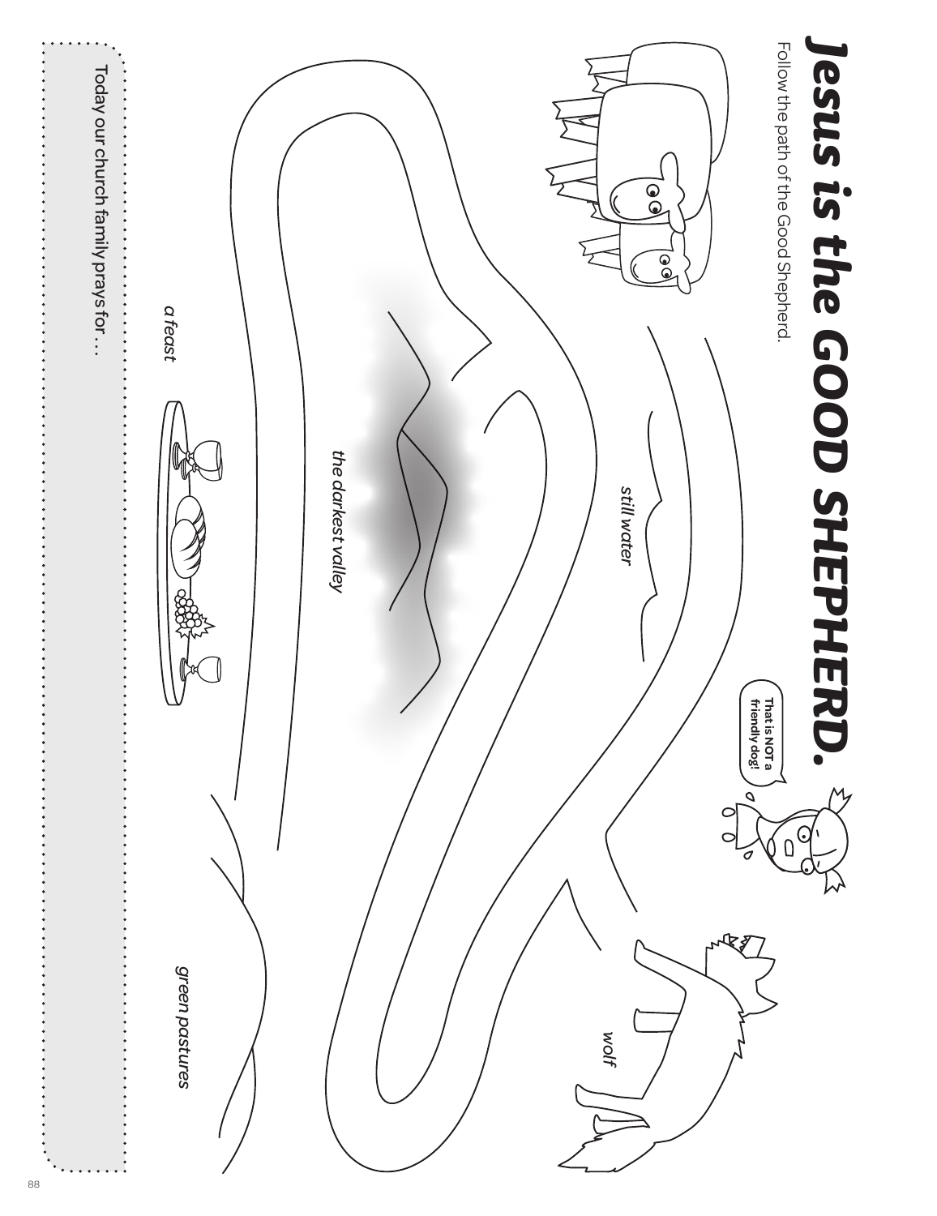# *Jesus is the GOOD SHEPHERD.*

Follow the path of the Good Shepherd.

**That is NOT a friendly dog!**

*still water*

*the darkest valley*

*a feast*

*wolf*

*green pastures*

Today our church family prays for . . .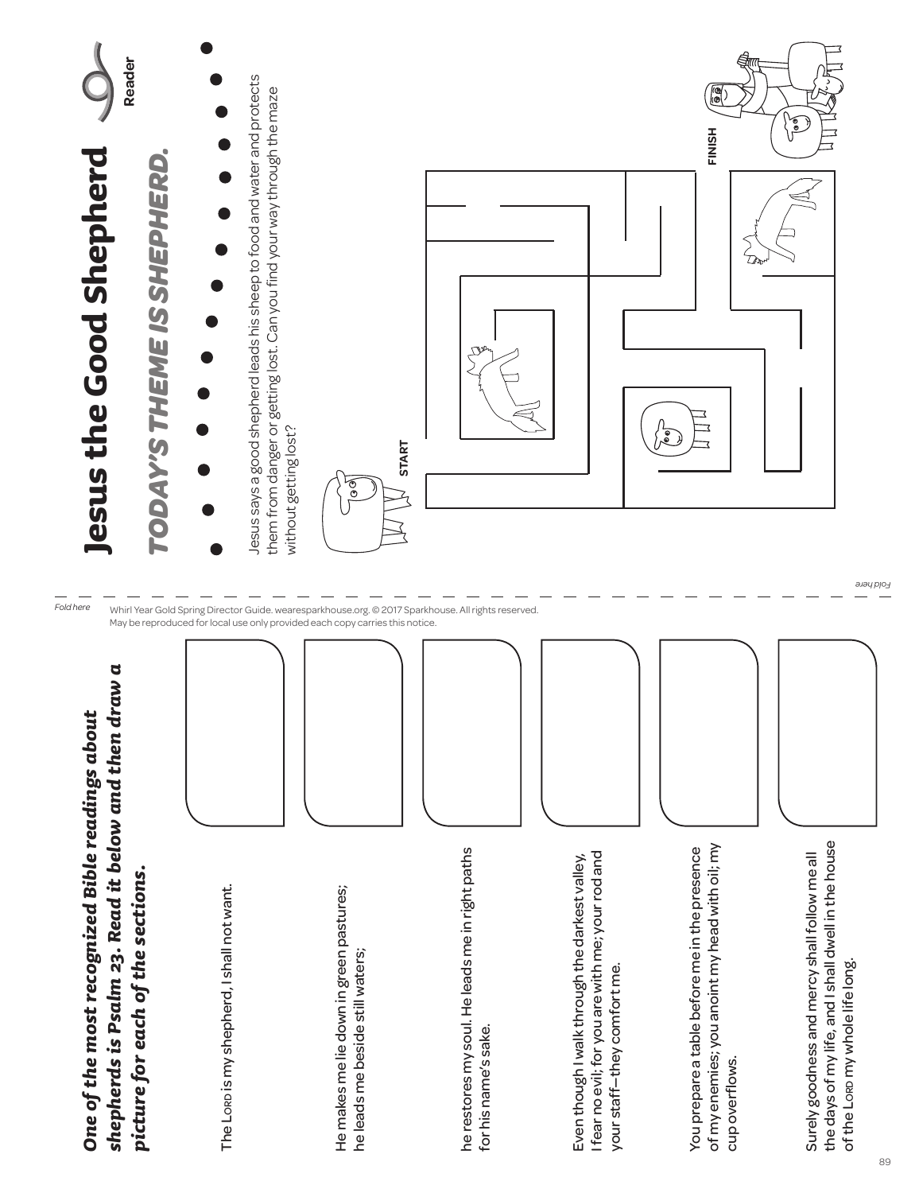# Jesus the Good Shepherd

Reader

## *TODAY'S THEME IS SHEPHERD.*

Jesus says a good shepherd leads his sheep to food and water and protects them from danger or getting lost. Can you find your way through the maze without getting lost?

START

FINISH

*Fold here*

Whirl Year Gold Spring Director Guide. wearesparkhouse.org. © 2017 Sparkhouse. All rights reserved. May be reproduced for local use only provided each copy carries this notice.

***One of the most recognized Bible readings about shepherds is Psalm 23. Read it below and then draw a picture for each of the sections.***

The Lord is my shepherd, I shall not want.

He makes me lie down in green pastures; he leads me beside still waters;

he restores my soul. He leads me in right paths for his name's sake.

Even though I walk through the darkest valley, I fear no evil; for you are with me; your rod and your staff—they comfort me.

You prepare a table before me in the presence of my enemies; you anoint my head with oil; my cup overflows.

Surely goodness and mercy shall follow me all the days of my life, and I shall dwell in the house of the Lord my whole life long.

*Fold here*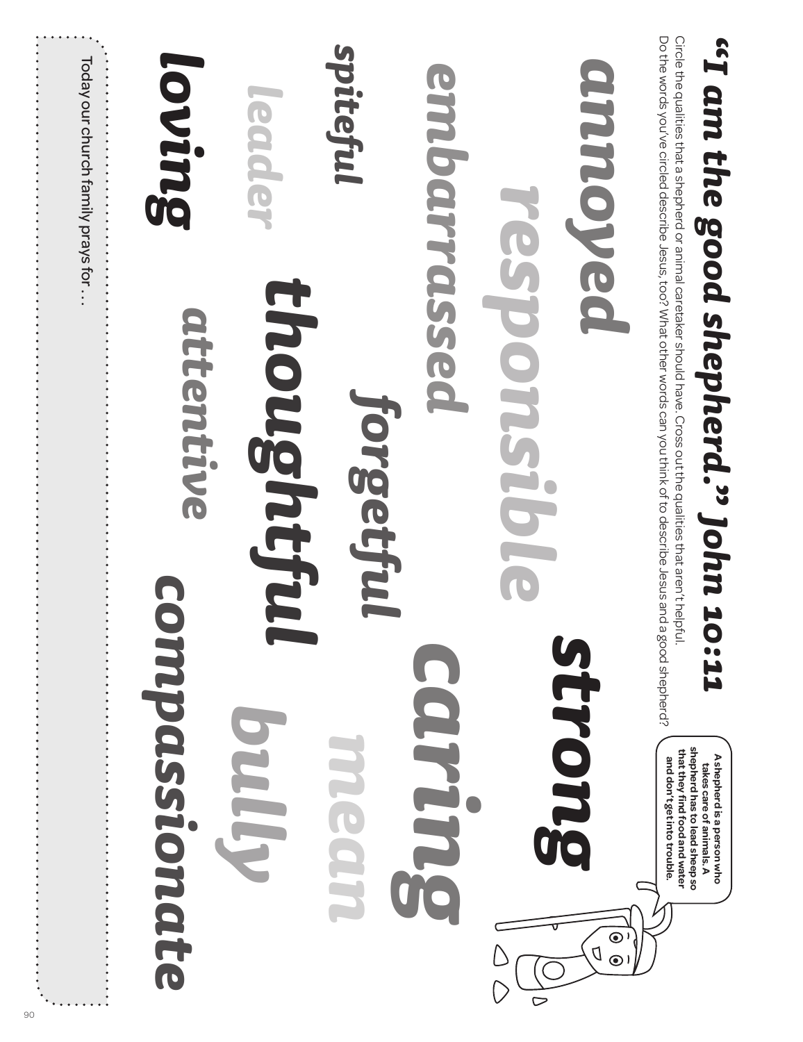# *"I am the good shepherd." John 10:11*

Circle the qualities that a shepherd or animal caretaker should have. Cross out the qualities that aren't helpful.
Do the words you've circled describe Jesus, too? What other words can you think of to describe Jesus and a good shepherd?

**A shepherd is a person who takes care of animals. A shepherd has to lead sheep so that they find food and water and don't get into trouble.**

annoyed

strong

responsible

caring

embarrassed

mean

forgetful

bully

spiteful

thoughtful

leader

attentive

loving

compassionate

Today our church family prays for . . .